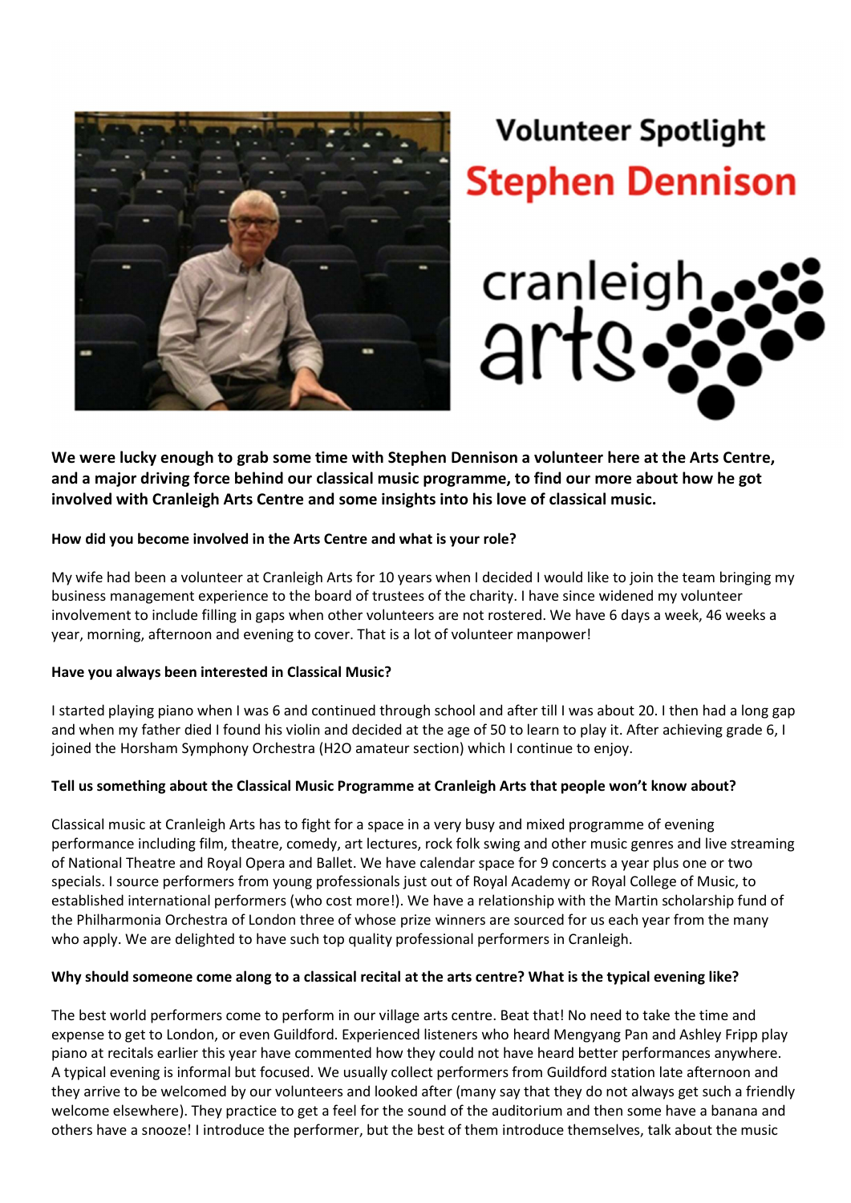# Volunteer Spotlight

## Stephen Dennison

cranleigh arts

**We were lucky enough to grab some time with Stephen Dennison a volunteer here at the Arts Centre, and a major driving force behind our classical music programme, to find our more about how he got involved with Cranleigh Arts Centre and some insights into his love of classical music.**

**How did you become involved in the Arts Centre and what is your role?**

My wife had been a volunteer at Cranleigh Arts for 10 years when I decided I would like to join the team bringing my business management experience to the board of trustees of the charity. I have since widened my volunteer involvement to include filling in gaps when other volunteers are not rostered. We have 6 days a week, 46 weeks a year, morning, afternoon and evening to cover. That is a lot of volunteer manpower!

**Have you always been interested in Classical Music?**

I started playing piano when I was 6 and continued through school and after till I was about 20. I then had a long gap and when my father died I found his violin and decided at the age of 50 to learn to play it. After achieving grade 6, I joined the Horsham Symphony Orchestra (H2O amateur section) which I continue to enjoy.

**Tell us something about the Classical Music Programme at Cranleigh Arts that people won't know about?**

Classical music at Cranleigh Arts has to fight for a space in a very busy and mixed programme of evening performance including film, theatre, comedy, art lectures, rock folk swing and other music genres and live streaming of National Theatre and Royal Opera and Ballet. We have calendar space for 9 concerts a year plus one or two specials. I source performers from young professionals just out of Royal Academy or Royal College of Music, to established international performers (who cost more!). We have a relationship with the Martin scholarship fund of the Philharmonia Orchestra of London three of whose prize winners are sourced for us each year from the many who apply. We are delighted to have such top quality professional performers in Cranleigh.

**Why should someone come along to a classical recital at the arts centre? What is the typical evening like?**

The best world performers come to perform in our village arts centre. Beat that! No need to take the time and expense to get to London, or even Guildford. Experienced listeners who heard Mengyang Pan and Ashley Fripp play piano at recitals earlier this year have commented how they could not have heard better performances anywhere. A typical evening is informal but focused. We usually collect performers from Guildford station late afternoon and they arrive to be welcomed by our volunteers and looked after (many say that they do not always get such a friendly welcome elsewhere). They practice to get a feel for the sound of the auditorium and then some have a banana and others have a snooze! I introduce the performer, but the best of them introduce themselves, talk about the music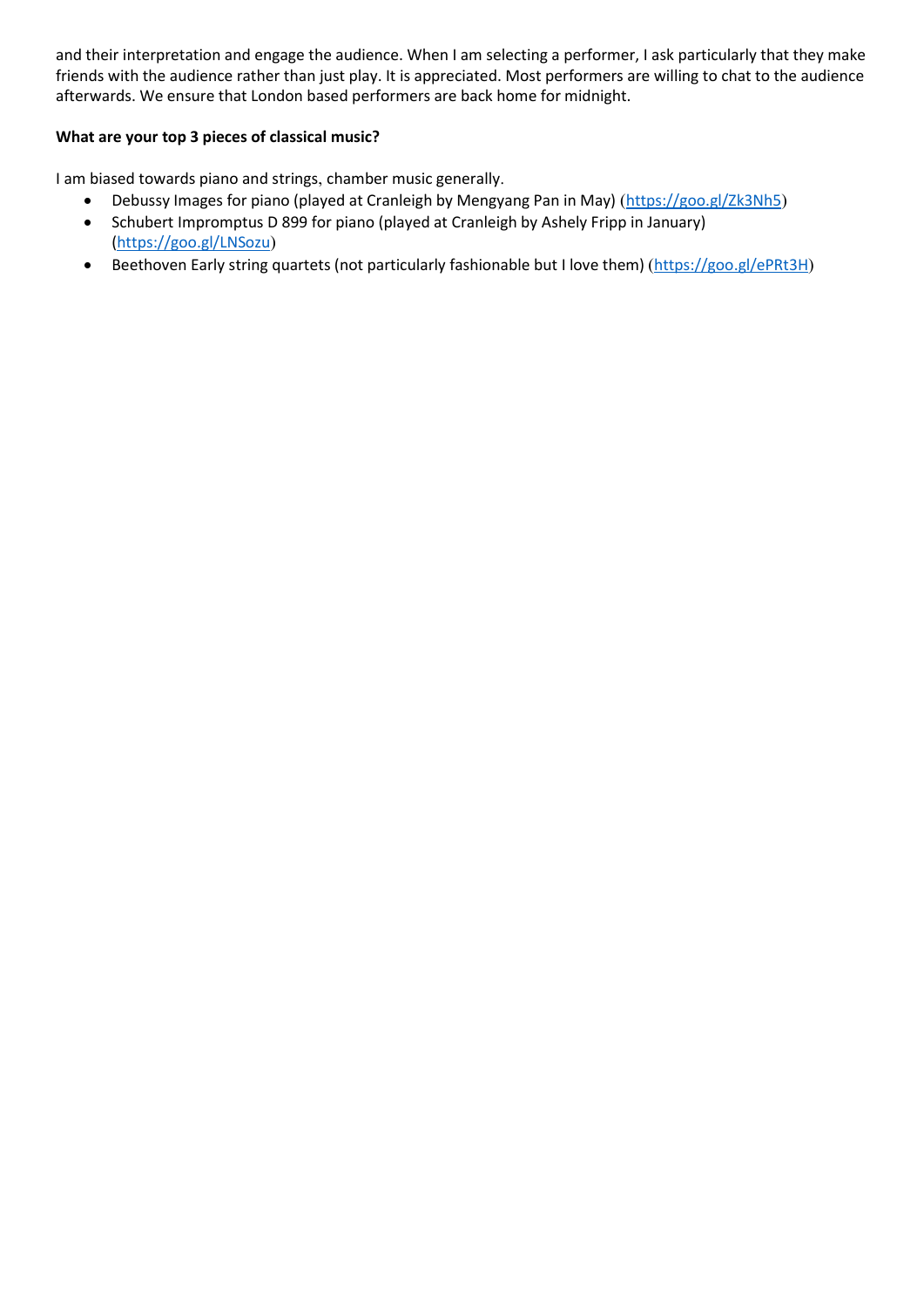and their interpretation and engage the audience. When I am selecting a performer, I ask particularly that they make friends with the audience rather than just play. It is appreciated. Most performers are willing to chat to the audience afterwards. We ensure that London based performers are back home for midnight.

**What are your top 3 pieces of classical music?**

I am biased towards piano and strings, chamber music generally.

- Debussy Images for piano (played at Cranleigh by Mengyang Pan in May) (https://goo.gl/Zk3Nh5)
- Schubert Impromptus D 899 for piano (played at Cranleigh by Ashely Fripp in January) (https://goo.gl/LNSozu)
- Beethoven Early string quartets (not particularly fashionable but I love them) (https://goo.gl/ePRt3H)